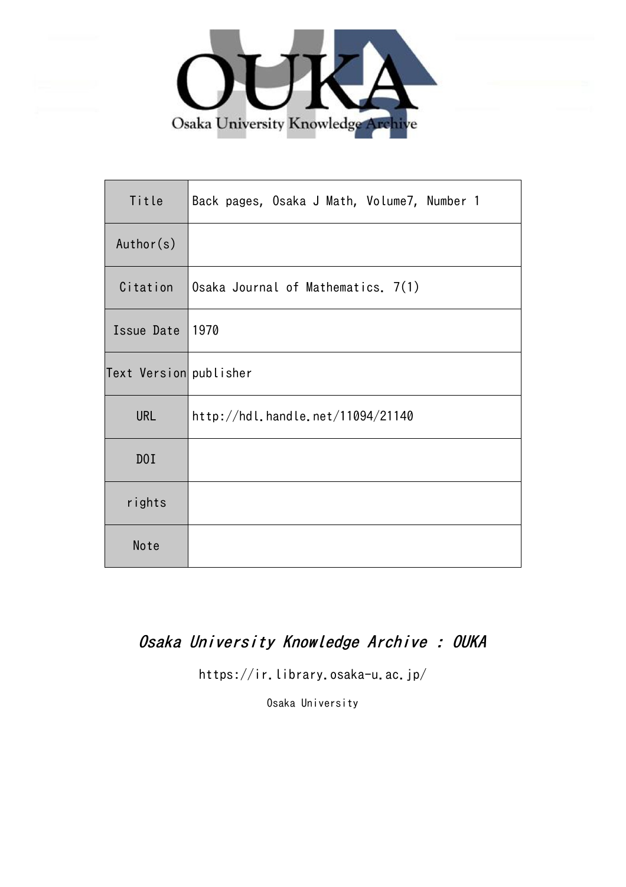OUKA

Osaka University Knowledge Archive

| Title | Back pages, Osaka J Math, Volume7, Number 1 |
| --- | --- |
| Author(s) | |
| Citation | Osaka Journal of Mathematics. 7(1) |
| Issue Date | 1970 |
| Text Version | publisher |
| URL | http://hdl.handle.net/11094/21140 |
| DOI | |
| rights | |
| Note | |

*Osaka University Knowledge Archive : OUKA*

https://ir.library.osaka-u.ac.jp/

Osaka University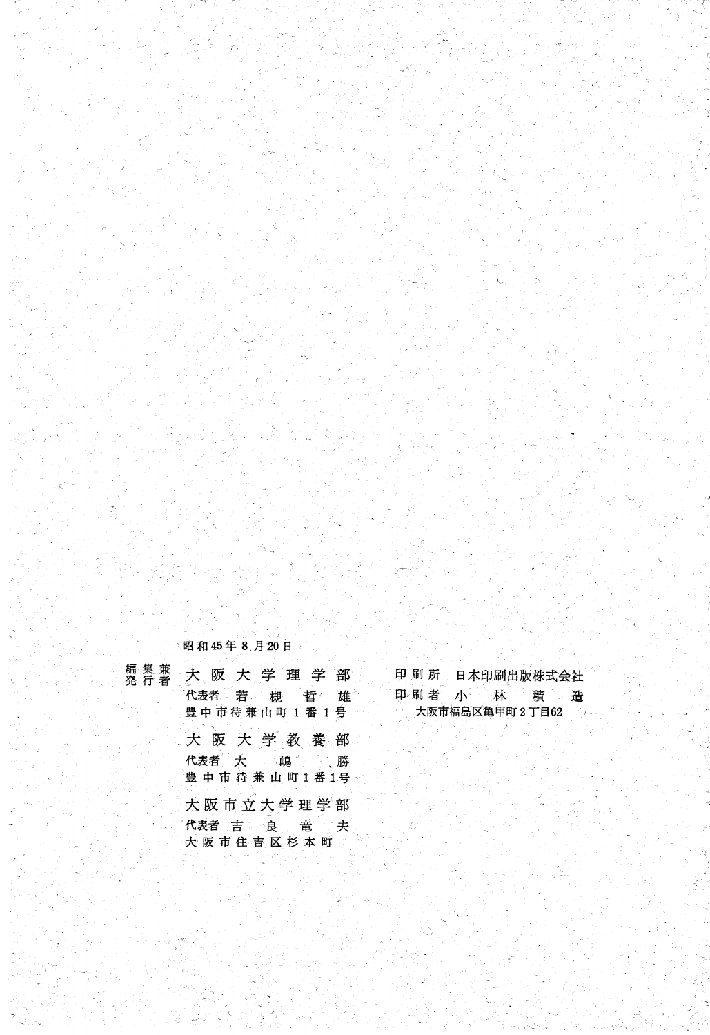昭和45年 8 月20日

| 編集兼発行者 | 大阪大学理学部 | 印刷所 | 日本印刷出版株式会社 |
|---|---|---|---|
| | 代表者 若槻哲雄 | 印刷者 | 小林積造 |
| | 豊中市待兼山町 1 番 1 号 | | 大阪市福島区亀甲町 2 丁目62 |
| | 大阪大学教養部 | | |
| | 代表者 大嶋勝 | | |
| | 豊中市待兼山町 1 番 1 号 | | |
| | 大阪市立大学理学部 | | |
| | 代表者 吉良竜夫 | | |
| | 大阪市住吉区杉本町 | | |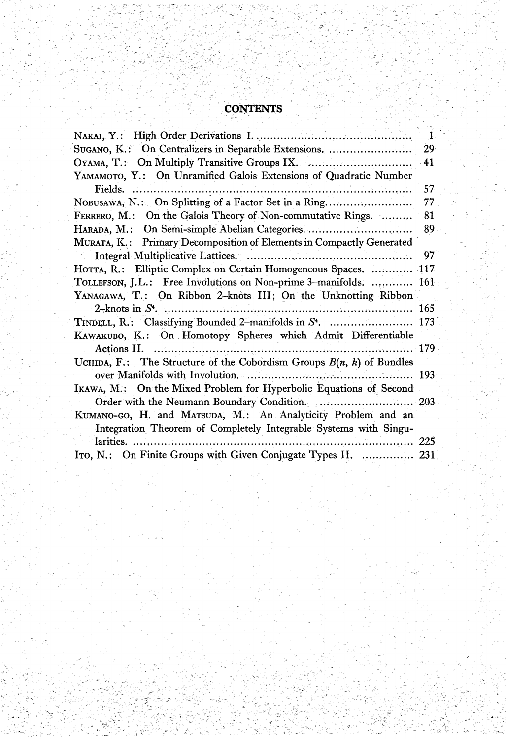## CONTENTS

NAKAI, Y.: High Order Derivations I. .......................................... 1

SUGANO, K.: On Centralizers in Separable Extensions. ........................ 29

OYAMA, T.: On Multiply Transitive Groups IX. .............................. 41

YAMAMOTO, Y.: On Unramified Galois Extensions of Quadratic Number Fields. .......................................................................... 57

NOBUSAWA, N.: On Splitting of a Factor Set in a Ring........................ 77

FERRERO, M.: On the Galois Theory of Non-commutative Rings. ......... 81

HARADA, M.: On Semi-simple Abelian Categories. .............................. 89

MURATA, K.: Primary Decomposition of Elements in Compactly Generated Integral Multiplicative Lattices. ............................................... 97

HOTTA, R.: Elliptic Complex on Certain Homogeneous Spaces. ........... 117

TOLLEFSON, J.L.: Free Involutions on Non-prime 3–manifolds. ........... 161

YANAGAWA, T.: On Ribbon 2–knots III; On the Unknotting Ribbon 2–knots in $S^4$. ........................................................................ 165

TINDELL, R.: Classifying Bounded 2–manifolds in $S^4$. ........................ 173

KAWAKUBO, K.: On Homotopy Spheres which Admit Differentiable Actions II. ......................................................................... 179

UCHIDA, F.: The Structure of the Cobordism Groups $B(n, k)$ of Bundles over Manifolds with Involution. ............................................... 193

IKAWA, M.: On the Mixed Problem for Hyperbolic Equations of Second Order with the Neumann Boundary Condition. .......................... 203

KUMANO-GO, H. and MATSUDA, M.: An Analyticity Problem and an Integration Theorem of Completely Integrable Systems with Singularities. ............................................................................ 225

ITO, N.: On Finite Groups with Given Conjugate Types II. .............. 231